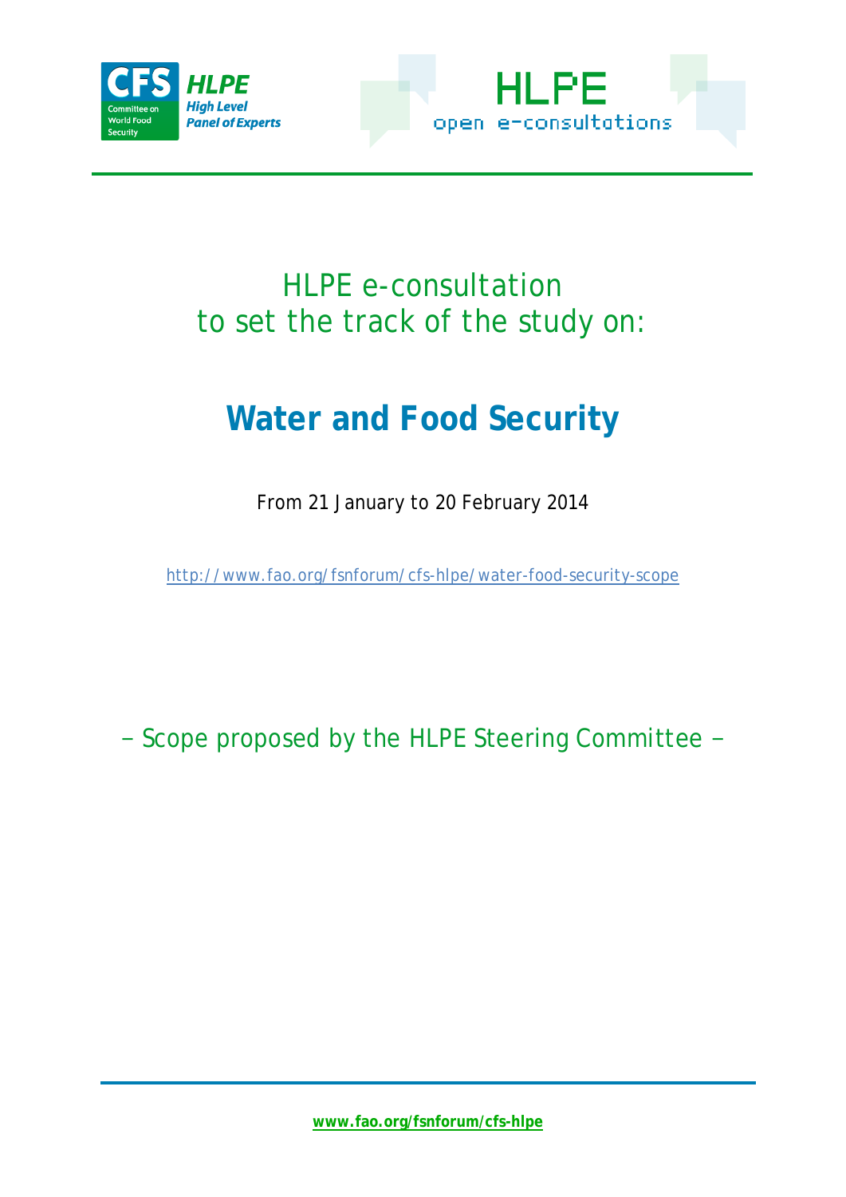HLPE e-consultation
to set the track of the study on:

# Water and Food Security

From 21 January to 20 February 2014

http://www.fao.org/fsnforum/cfs-hlpe/water-food-security-scope

– Scope proposed by the HLPE Steering Committee –

**www.fao.org/fsnforum/cfs-hlpe**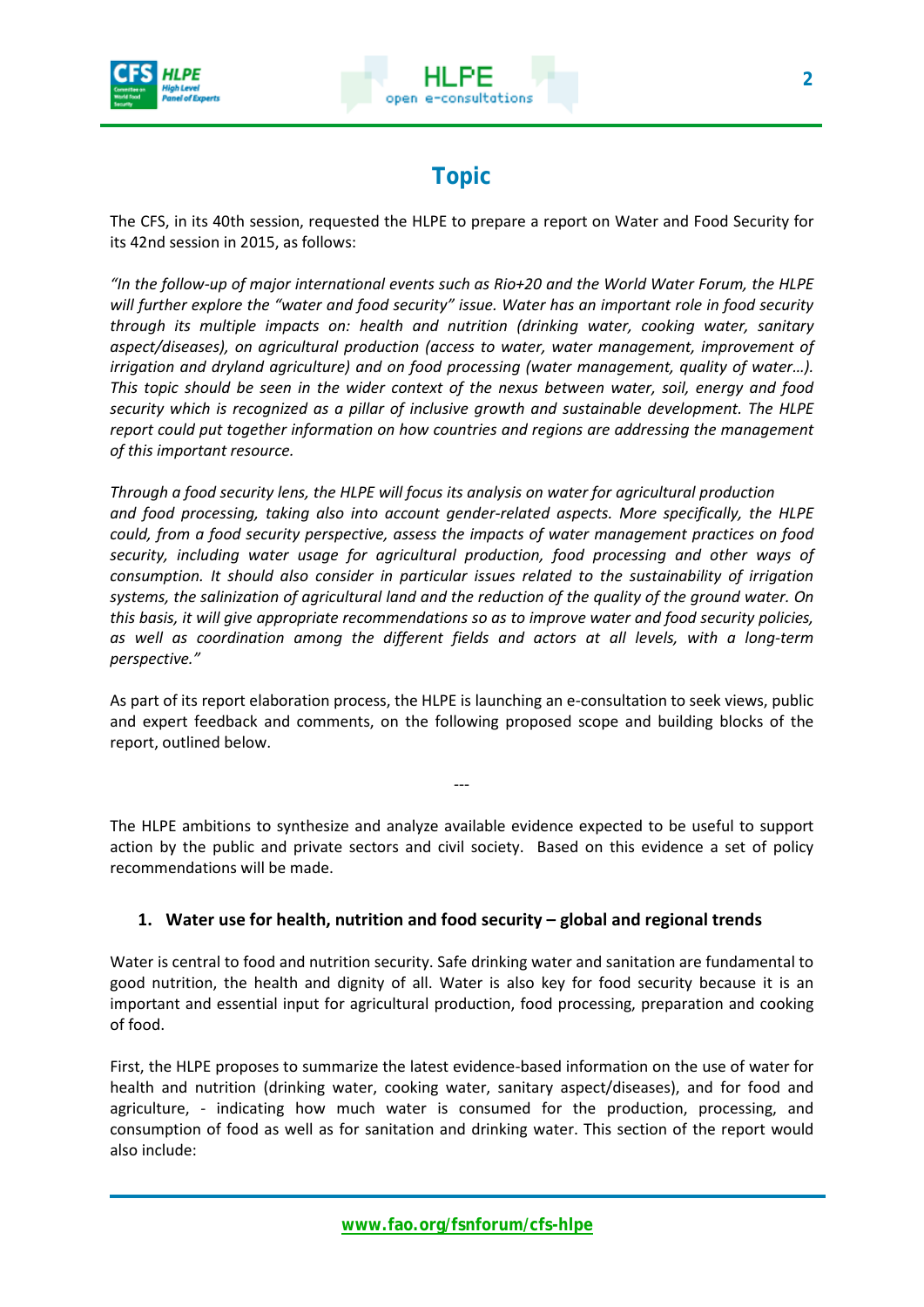## Topic

The CFS, in its 40th session, requested the HLPE to prepare a report on Water and Food Security for its 42nd session in 2015, as follows:

*"In the follow-up of major international events such as Rio+20 and the World Water Forum, the HLPE will further explore the "water and food security" issue. Water has an important role in food security through its multiple impacts on: health and nutrition (drinking water, cooking water, sanitary aspect/diseases), on agricultural production (access to water, water management, improvement of irrigation and dryland agriculture) and on food processing (water management, quality of water…). This topic should be seen in the wider context of the nexus between water, soil, energy and food security which is recognized as a pillar of inclusive growth and sustainable development. The HLPE report could put together information on how countries and regions are addressing the management of this important resource.*

*Through a food security lens, the HLPE will focus its analysis on water for agricultural production and food processing, taking also into account gender-related aspects. More specifically, the HLPE could, from a food security perspective, assess the impacts of water management practices on food security, including water usage for agricultural production, food processing and other ways of consumption. It should also consider in particular issues related to the sustainability of irrigation systems, the salinization of agricultural land and the reduction of the quality of the ground water. On this basis, it will give appropriate recommendations so as to improve water and food security policies, as well as coordination among the different fields and actors at all levels, with a long-term perspective."*

As part of its report elaboration process, the HLPE is launching an e-consultation to seek views, public and expert feedback and comments, on the following proposed scope and building blocks of the report, outlined below.

---

The HLPE ambitions to synthesize and analyze available evidence expected to be useful to support action by the public and private sectors and civil society. Based on this evidence a set of policy recommendations will be made.

### 1. Water use for health, nutrition and food security – global and regional trends

Water is central to food and nutrition security. Safe drinking water and sanitation are fundamental to good nutrition, the health and dignity of all. Water is also key for food security because it is an important and essential input for agricultural production, food processing, preparation and cooking of food.

First, the HLPE proposes to summarize the latest evidence-based information on the use of water for health and nutrition (drinking water, cooking water, sanitary aspect/diseases), and for food and agriculture, - indicating how much water is consumed for the production, processing, and consumption of food as well as for sanitation and drinking water. This section of the report would also include: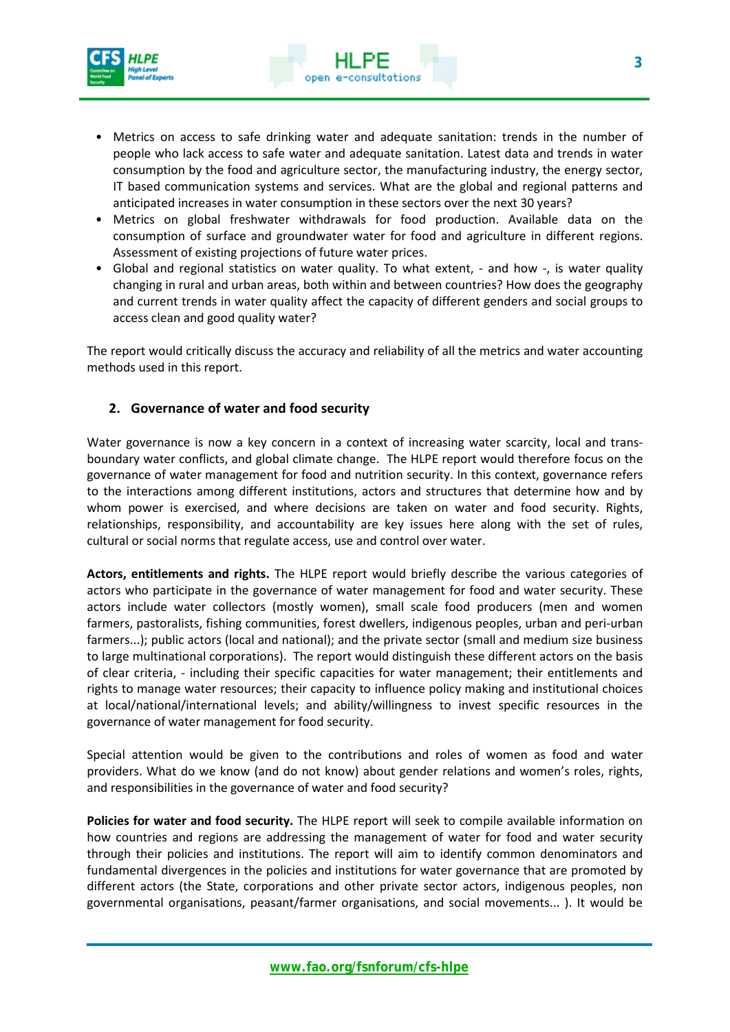- Metrics on access to safe drinking water and adequate sanitation: trends in the number of people who lack access to safe water and adequate sanitation. Latest data and trends in water consumption by the food and agriculture sector, the manufacturing industry, the energy sector, IT based communication systems and services. What are the global and regional patterns and anticipated increases in water consumption in these sectors over the next 30 years?
- Metrics on global freshwater withdrawals for food production. Available data on the consumption of surface and groundwater water for food and agriculture in different regions. Assessment of existing projections of future water prices.
- Global and regional statistics on water quality. To what extent, - and how -, is water quality changing in rural and urban areas, both within and between countries? How does the geography and current trends in water quality affect the capacity of different genders and social groups to access clean and good quality water?

The report would critically discuss the accuracy and reliability of all the metrics and water accounting methods used in this report.

## 2. Governance of water and food security

Water governance is now a key concern in a context of increasing water scarcity, local and trans-boundary water conflicts, and global climate change. The HLPE report would therefore focus on the governance of water management for food and nutrition security. In this context, governance refers to the interactions among different institutions, actors and structures that determine how and by whom power is exercised, and where decisions are taken on water and food security. Rights, relationships, responsibility, and accountability are key issues here along with the set of rules, cultural or social norms that regulate access, use and control over water.

**Actors, entitlements and rights.** The HLPE report would briefly describe the various categories of actors who participate in the governance of water management for food and water security. These actors include water collectors (mostly women), small scale food producers (men and women farmers, pastoralists, fishing communities, forest dwellers, indigenous peoples, urban and peri-urban farmers...); public actors (local and national); and the private sector (small and medium size business to large multinational corporations). The report would distinguish these different actors on the basis of clear criteria, - including their specific capacities for water management; their entitlements and rights to manage water resources; their capacity to influence policy making and institutional choices at local/national/international levels; and ability/willingness to invest specific resources in the governance of water management for food security.

Special attention would be given to the contributions and roles of women as food and water providers. What do we know (and do not know) about gender relations and women's roles, rights, and responsibilities in the governance of water and food security?

**Policies for water and food security.** The HLPE report will seek to compile available information on how countries and regions are addressing the management of water for food and water security through their policies and institutions. The report will aim to identify common denominators and fundamental divergences in the policies and institutions for water governance that are promoted by different actors (the State, corporations and other private sector actors, indigenous peoples, non governmental organisations, peasant/farmer organisations, and social movements... ). It would be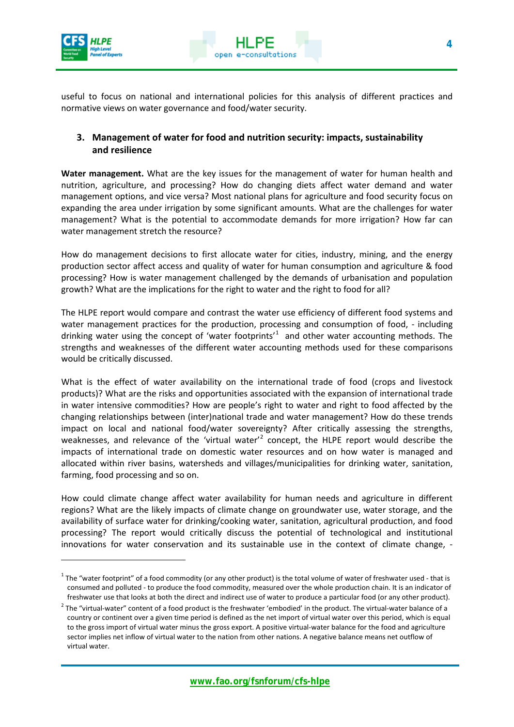useful to focus on national and international policies for this analysis of different practices and normative views on water governance and food/water security.

## 3. Management of water for food and nutrition security: impacts, sustainability and resilience

**Water management.** What are the key issues for the management of water for human health and nutrition, agriculture, and processing? How do changing diets affect water demand and water management options, and vice versa? Most national plans for agriculture and food security focus on expanding the area under irrigation by some significant amounts. What are the challenges for water management? What is the potential to accommodate demands for more irrigation? How far can water management stretch the resource?

How do management decisions to first allocate water for cities, industry, mining, and the energy production sector affect access and quality of water for human consumption and agriculture & food processing? How is water management challenged by the demands of urbanisation and population growth? What are the implications for the right to water and the right to food for all?

The HLPE report would compare and contrast the water use efficiency of different food systems and water management practices for the production, processing and consumption of food, - including drinking water using the concept of 'water footprints'[1] and other water accounting methods. The strengths and weaknesses of the different water accounting methods used for these comparisons would be critically discussed.

What is the effect of water availability on the international trade of food (crops and livestock products)? What are the risks and opportunities associated with the expansion of international trade in water intensive commodities? How are people's right to water and right to food affected by the changing relationships between (inter)national trade and water management? How do these trends impact on local and national food/water sovereignty? After critically assessing the strengths, weaknesses, and relevance of the 'virtual water'[2] concept, the HLPE report would describe the impacts of international trade on domestic water resources and on how water is managed and allocated within river basins, watersheds and villages/municipalities for drinking water, sanitation, farming, food processing and so on.

How could climate change affect water availability for human needs and agriculture in different regions? What are the likely impacts of climate change on groundwater use, water storage, and the availability of surface water for drinking/cooking water, sanitation, agricultural production, and food processing? The report would critically discuss the potential of technological and institutional innovations for water conservation and its sustainable use in the context of climate change, -

---

[1] The "water footprint" of a food commodity (or any other product) is the total volume of water of freshwater used - that is consumed and polluted - to produce the food commodity, measured over the whole production chain. It is an indicator of freshwater use that looks at both the direct and indirect use of water to produce a particular food (or any other product).

[2] The "virtual-water" content of a food product is the freshwater 'embodied' in the product. The virtual-water balance of a country or continent over a given time period is defined as the net import of virtual water over this period, which is equal to the gross import of virtual water minus the gross export. A positive virtual-water balance for the food and agriculture sector implies net inflow of virtual water to the nation from other nations. A negative balance means net outflow of virtual water.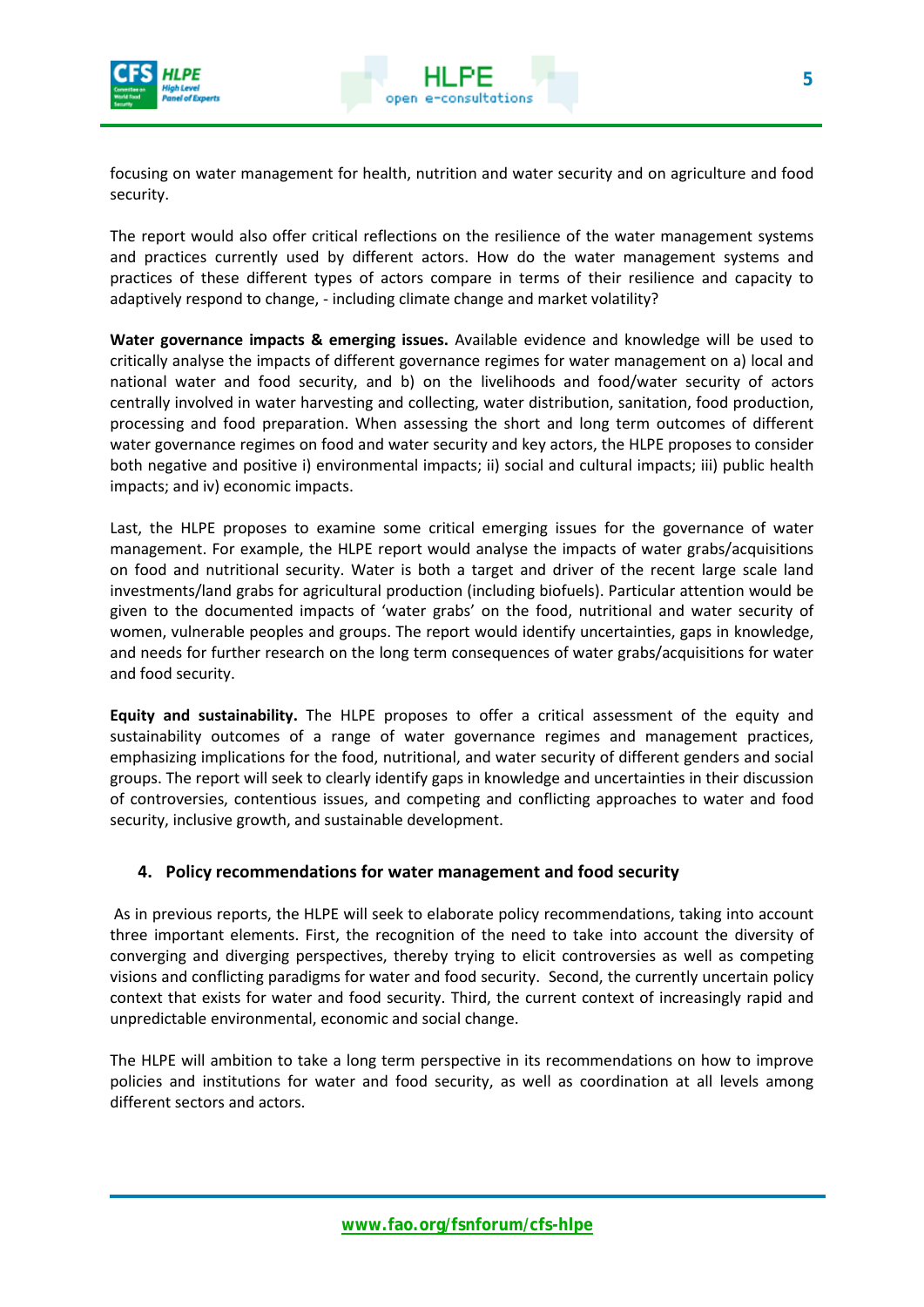focusing on water management for health, nutrition and water security and on agriculture and food security.

The report would also offer critical reflections on the resilience of the water management systems and practices currently used by different actors. How do the water management systems and practices of these different types of actors compare in terms of their resilience and capacity to adaptively respond to change, - including climate change and market volatility?

**Water governance impacts & emerging issues.** Available evidence and knowledge will be used to critically analyse the impacts of different governance regimes for water management on a) local and national water and food security, and b) on the livelihoods and food/water security of actors centrally involved in water harvesting and collecting, water distribution, sanitation, food production, processing and food preparation. When assessing the short and long term outcomes of different water governance regimes on food and water security and key actors, the HLPE proposes to consider both negative and positive i) environmental impacts; ii) social and cultural impacts; iii) public health impacts; and iv) economic impacts.

Last, the HLPE proposes to examine some critical emerging issues for the governance of water management. For example, the HLPE report would analyse the impacts of water grabs/acquisitions on food and nutritional security. Water is both a target and driver of the recent large scale land investments/land grabs for agricultural production (including biofuels). Particular attention would be given to the documented impacts of 'water grabs' on the food, nutritional and water security of women, vulnerable peoples and groups. The report would identify uncertainties, gaps in knowledge, and needs for further research on the long term consequences of water grabs/acquisitions for water and food security.

**Equity and sustainability.** The HLPE proposes to offer a critical assessment of the equity and sustainability outcomes of a range of water governance regimes and management practices, emphasizing implications for the food, nutritional, and water security of different genders and social groups. The report will seek to clearly identify gaps in knowledge and uncertainties in their discussion of controversies, contentious issues, and competing and conflicting approaches to water and food security, inclusive growth, and sustainable development.

## 4. Policy recommendations for water management and food security

As in previous reports, the HLPE will seek to elaborate policy recommendations, taking into account three important elements. First, the recognition of the need to take into account the diversity of converging and diverging perspectives, thereby trying to elicit controversies as well as competing visions and conflicting paradigms for water and food security. Second, the currently uncertain policy context that exists for water and food security. Third, the current context of increasingly rapid and unpredictable environmental, economic and social change.

The HLPE will ambition to take a long term perspective in its recommendations on how to improve policies and institutions for water and food security, as well as coordination at all levels among different sectors and actors.